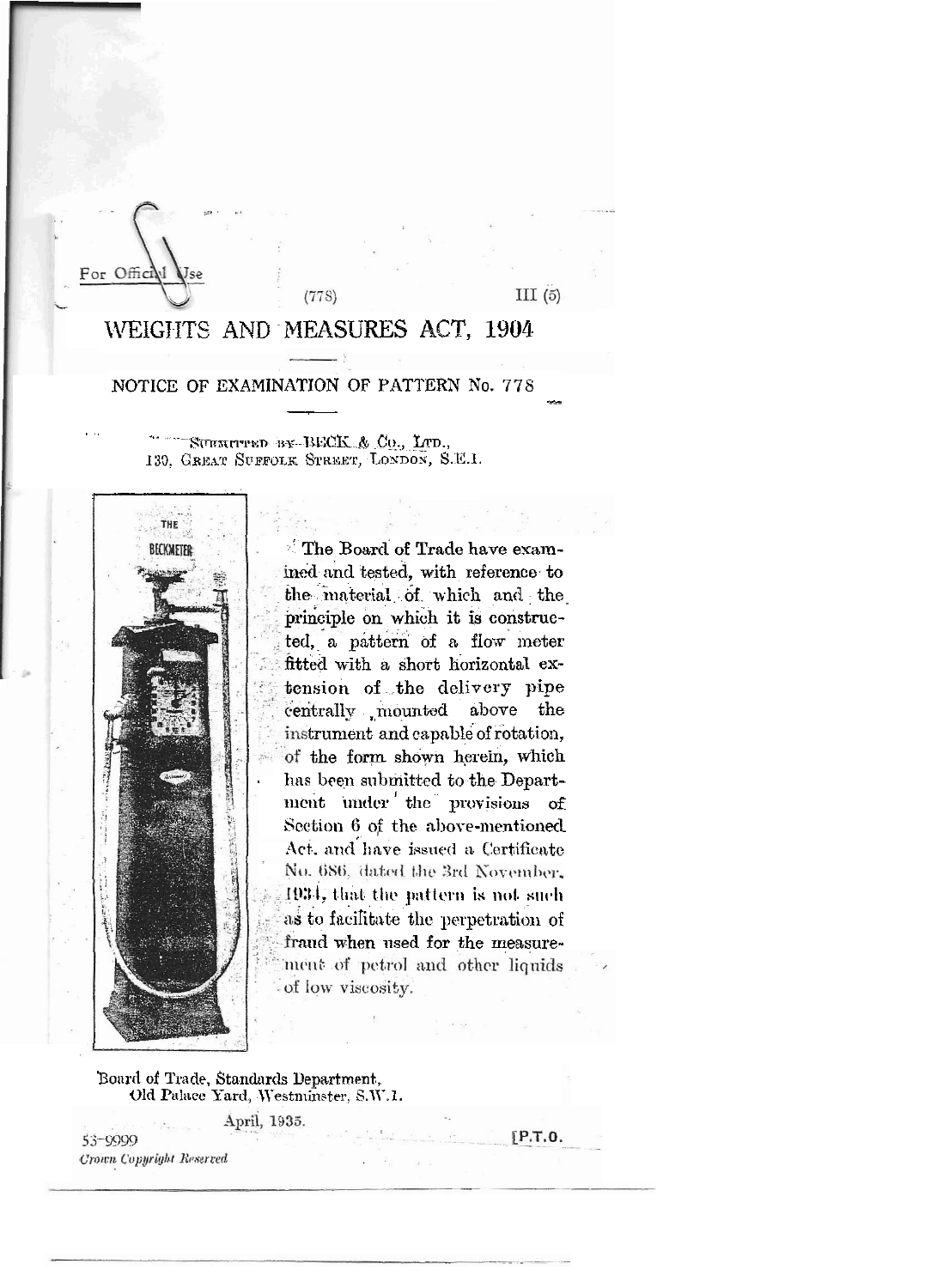For Official Use

(778)

III (5)

# WEIGHTS AND MEASURES ACT, 1904

## NOTICE OF EXAMINATION OF PATTERN No. 778

SUBMITTED BY BECK & Co., LTD.,
130, GREAT SUFFOLK STREET, LONDON, S.E.1.

The Board of Trade have examined and tested, with reference to the material of which and the principle on which it is constructed, a pattern of a flow meter fitted with a short horizontal extension of the delivery pipe centrally mounted above the instrument and capable of rotation, of the form shown herein, which has been submitted to the Department under the provisions of Section 6 of the above-mentioned Act, and have issued a Certificate No. 686, dated the 3rd November, 1934, that the pattern is not such as to facilitate the perpetration of fraud when used for the measurement of petrol and other liquids of low viscosity.

Board of Trade, Standards Department,
Old Palace Yard, Westminster, S.W.1.

April, 1935.

53-9999

*Crown Copyright Reserved*

[P.T.O.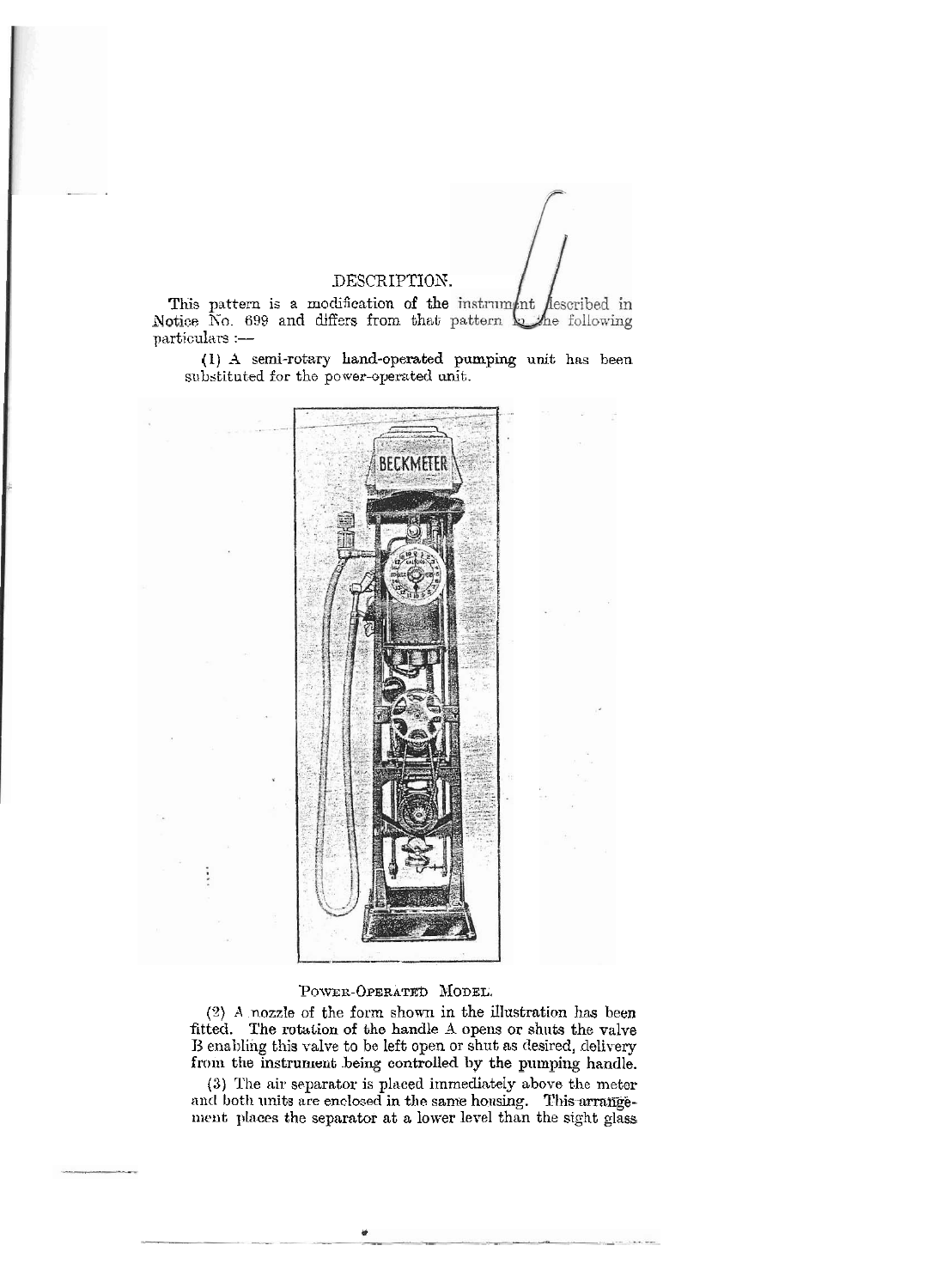## DESCRIPTION.

This pattern is a modification of the instrument described in Notice No. 699 and differs from that pattern in the following particulars :—

(1) A semi-rotary hand-operated pumping unit has been substituted for the power-operated unit.

POWER-OPERATED MODEL.

(2) A nozzle of the form shown in the illustration has been fitted. The rotation of the handle A opens or shuts the valve B enabling this valve to be left open or shut as desired, delivery from the instrument being controlled by the pumping handle.

(3) The air separator is placed immediately above the meter and both units are enclosed in the same housing. This arrangement places the separator at a lower level than the sight glass